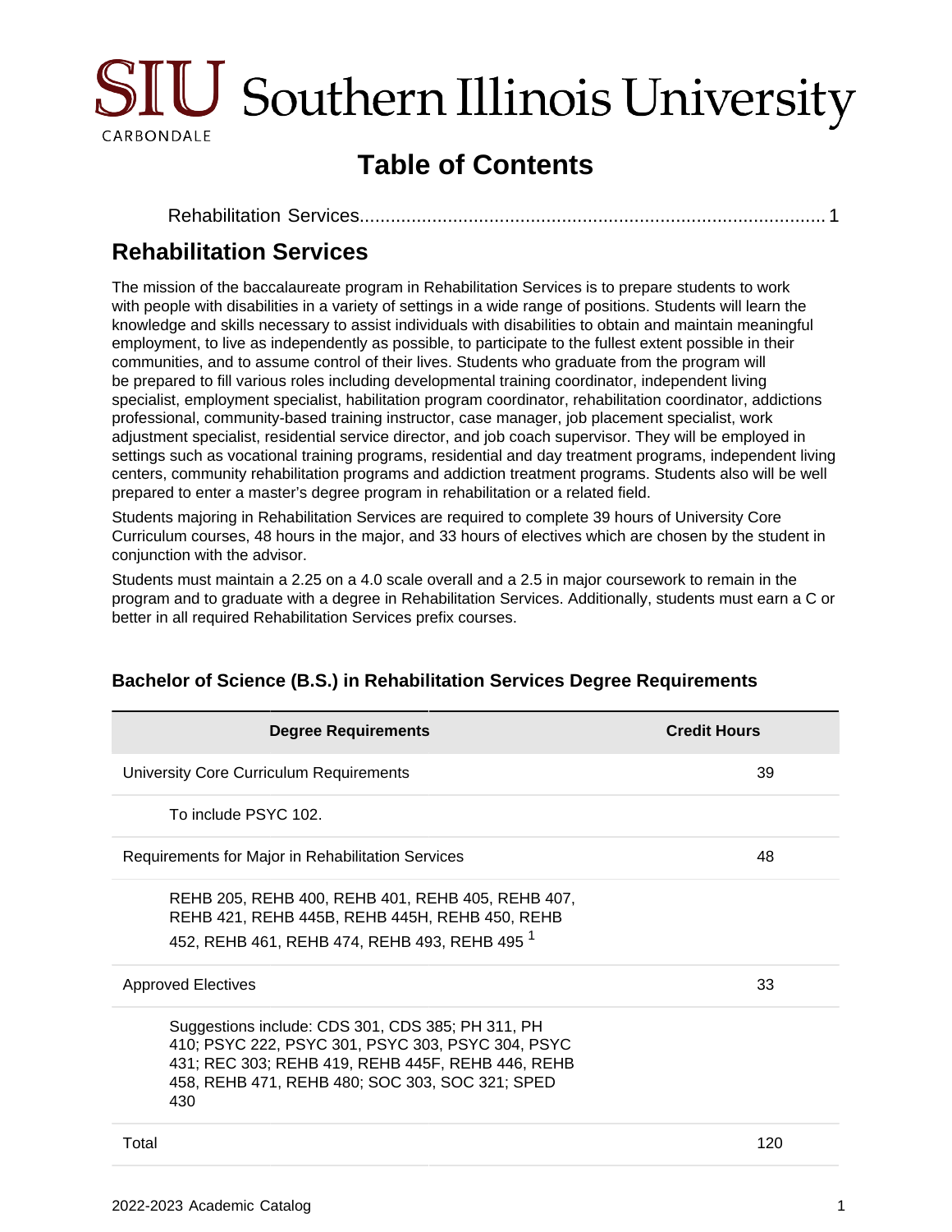# Southern Illinois University Carbondale

## Table of Contents

Rehabilitation Services........................................................................................ 1

# Rehabilitation Services

The mission of the baccalaureate program in Rehabilitation Services is to prepare students to work with people with disabilities in a variety of settings in a wide range of positions. Students will learn the knowledge and skills necessary to assist individuals with disabilities to obtain and maintain meaningful employment, to live as independently as possible, to participate to the fullest extent possible in their communities, and to assume control of their lives. Students who graduate from the program will be prepared to fill various roles including developmental training coordinator, independent living specialist, employment specialist, habilitation program coordinator, rehabilitation coordinator, addictions professional, community-based training instructor, case manager, job placement specialist, work adjustment specialist, residential service director, and job coach supervisor. They will be employed in settings such as vocational training programs, residential and day treatment programs, independent living centers, community rehabilitation programs and addiction treatment programs. Students also will be well prepared to enter a master's degree program in rehabilitation or a related field.

Students majoring in Rehabilitation Services are required to complete 39 hours of University Core Curriculum courses, 48 hours in the major, and 33 hours of electives which are chosen by the student in conjunction with the advisor.

Students must maintain a 2.25 on a 4.0 scale overall and a 2.5 in major coursework to remain in the program and to graduate with a degree in Rehabilitation Services. Additionally, students must earn a C or better in all required Rehabilitation Services prefix courses.

### Bachelor of Science (B.S.) in Rehabilitation Services Degree Requirements

| Degree Requirements | Credit Hours |
|---|---|
| University Core Curriculum Requirements | 39 |
| To include PSYC 102. | |
| Requirements for Major in Rehabilitation Services | 48 |
| REHB 205, REHB 400, REHB 401, REHB 405, REHB 407, REHB 421, REHB 445B, REHB 445H, REHB 450, REHB 452, REHB 461, REHB 474, REHB 493, REHB 495 [1] | |
| Approved Electives | 33 |
| Suggestions include: CDS 301, CDS 385; PH 311, PH 410; PSYC 222, PSYC 301, PSYC 303, PSYC 304, PSYC 431; REC 303; REHB 419, REHB 445F, REHB 446, REHB 458, REHB 471, REHB 480; SOC 303, SOC 321; SPED 430 | |
| Total | 120 |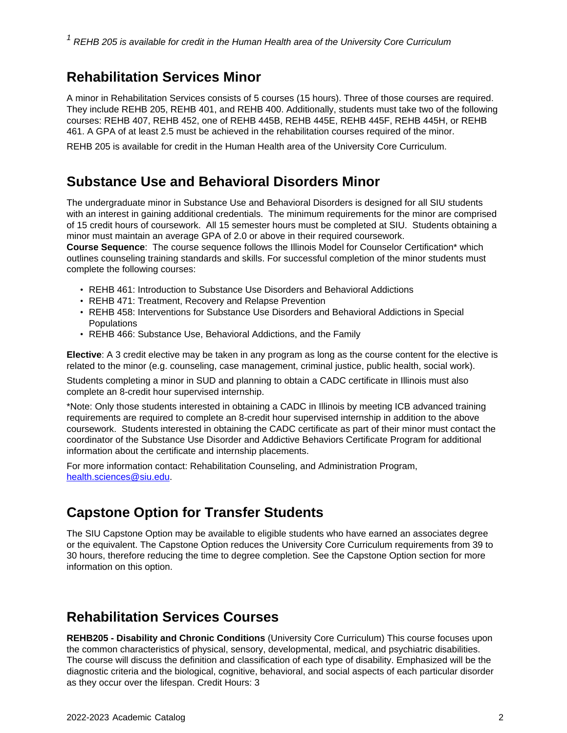[1] *REHB 205 is available for credit in the Human Health area of the University Core Curriculum*

## Rehabilitation Services Minor

A minor in Rehabilitation Services consists of 5 courses (15 hours). Three of those courses are required. They include REHB 205, REHB 401, and REHB 400. Additionally, students must take two of the following courses: REHB 407, REHB 452, one of REHB 445B, REHB 445E, REHB 445F, REHB 445H, or REHB 461. A GPA of at least 2.5 must be achieved in the rehabilitation courses required of the minor.

REHB 205 is available for credit in the Human Health area of the University Core Curriculum.

## Substance Use and Behavioral Disorders Minor

The undergraduate minor in Substance Use and Behavioral Disorders is designed for all SIU students with an interest in gaining additional credentials. The minimum requirements for the minor are comprised of 15 credit hours of coursework. All 15 semester hours must be completed at SIU. Students obtaining a minor must maintain an average GPA of 2.0 or above in their required coursework.
**Course Sequence**: The course sequence follows the Illinois Model for Counselor Certification* which outlines counseling training standards and skills. For successful completion of the minor students must complete the following courses:

- REHB 461: Introduction to Substance Use Disorders and Behavioral Addictions
- REHB 471: Treatment, Recovery and Relapse Prevention
- REHB 458: Interventions for Substance Use Disorders and Behavioral Addictions in Special Populations
- REHB 466: Substance Use, Behavioral Addictions, and the Family

**Elective**: A 3 credit elective may be taken in any program as long as the course content for the elective is related to the minor (e.g. counseling, case management, criminal justice, public health, social work).

Students completing a minor in SUD and planning to obtain a CADC certificate in Illinois must also complete an 8-credit hour supervised internship.

*Note: Only those students interested in obtaining a CADC in Illinois by meeting ICB advanced training requirements are required to complete an 8-credit hour supervised internship in addition to the above coursework. Students interested in obtaining the CADC certificate as part of their minor must contact the coordinator of the Substance Use Disorder and Addictive Behaviors Certificate Program for additional information about the certificate and internship placements.

For more information contact: Rehabilitation Counseling, and Administration Program, health.sciences@siu.edu.

## Capstone Option for Transfer Students

The SIU Capstone Option may be available to eligible students who have earned an associates degree or the equivalent. The Capstone Option reduces the University Core Curriculum requirements from 39 to 30 hours, therefore reducing the time to degree completion. See the Capstone Option section for more information on this option.

## Rehabilitation Services Courses

**REHB205 - Disability and Chronic Conditions** (University Core Curriculum) This course focuses upon the common characteristics of physical, sensory, developmental, medical, and psychiatric disabilities. The course will discuss the definition and classification of each type of disability. Emphasized will be the diagnostic criteria and the biological, cognitive, behavioral, and social aspects of each particular disorder as they occur over the lifespan. Credit Hours: 3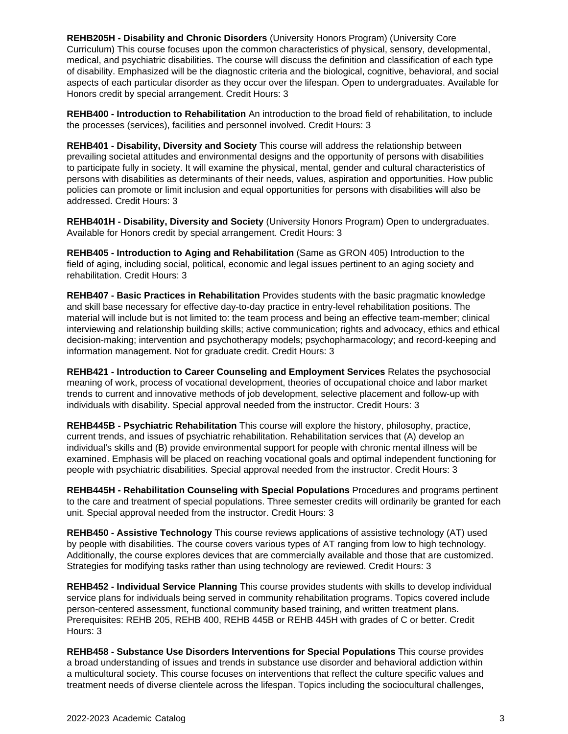**REHB205H - Disability and Chronic Disorders** (University Honors Program) (University Core Curriculum) This course focuses upon the common characteristics of physical, sensory, developmental, medical, and psychiatric disabilities. The course will discuss the definition and classification of each type of disability. Emphasized will be the diagnostic criteria and the biological, cognitive, behavioral, and social aspects of each particular disorder as they occur over the lifespan. Open to undergraduates. Available for Honors credit by special arrangement. Credit Hours: 3

**REHB400 - Introduction to Rehabilitation** An introduction to the broad field of rehabilitation, to include the processes (services), facilities and personnel involved. Credit Hours: 3

**REHB401 - Disability, Diversity and Society** This course will address the relationship between prevailing societal attitudes and environmental designs and the opportunity of persons with disabilities to participate fully in society. It will examine the physical, mental, gender and cultural characteristics of persons with disabilities as determinants of their needs, values, aspiration and opportunities. How public policies can promote or limit inclusion and equal opportunities for persons with disabilities will also be addressed. Credit Hours: 3

**REHB401H - Disability, Diversity and Society** (University Honors Program) Open to undergraduates. Available for Honors credit by special arrangement. Credit Hours: 3

**REHB405 - Introduction to Aging and Rehabilitation** (Same as GRON 405) Introduction to the field of aging, including social, political, economic and legal issues pertinent to an aging society and rehabilitation. Credit Hours: 3

**REHB407 - Basic Practices in Rehabilitation** Provides students with the basic pragmatic knowledge and skill base necessary for effective day-to-day practice in entry-level rehabilitation positions. The material will include but is not limited to: the team process and being an effective team-member; clinical interviewing and relationship building skills; active communication; rights and advocacy, ethics and ethical decision-making; intervention and psychotherapy models; psychopharmacology; and record-keeping and information management. Not for graduate credit. Credit Hours: 3

**REHB421 - Introduction to Career Counseling and Employment Services** Relates the psychosocial meaning of work, process of vocational development, theories of occupational choice and labor market trends to current and innovative methods of job development, selective placement and follow-up with individuals with disability. Special approval needed from the instructor. Credit Hours: 3

**REHB445B - Psychiatric Rehabilitation** This course will explore the history, philosophy, practice, current trends, and issues of psychiatric rehabilitation. Rehabilitation services that (A) develop an individual's skills and (B) provide environmental support for people with chronic mental illness will be examined. Emphasis will be placed on reaching vocational goals and optimal independent functioning for people with psychiatric disabilities. Special approval needed from the instructor. Credit Hours: 3

**REHB445H - Rehabilitation Counseling with Special Populations** Procedures and programs pertinent to the care and treatment of special populations. Three semester credits will ordinarily be granted for each unit. Special approval needed from the instructor. Credit Hours: 3

**REHB450 - Assistive Technology** This course reviews applications of assistive technology (AT) used by people with disabilities. The course covers various types of AT ranging from low to high technology. Additionally, the course explores devices that are commercially available and those that are customized. Strategies for modifying tasks rather than using technology are reviewed. Credit Hours: 3

**REHB452 - Individual Service Planning** This course provides students with skills to develop individual service plans for individuals being served in community rehabilitation programs. Topics covered include person-centered assessment, functional community based training, and written treatment plans. Prerequisites: REHB 205, REHB 400, REHB 445B or REHB 445H with grades of C or better. Credit Hours: 3

**REHB458 - Substance Use Disorders Interventions for Special Populations** This course provides a broad understanding of issues and trends in substance use disorder and behavioral addiction within a multicultural society. This course focuses on interventions that reflect the culture specific values and treatment needs of diverse clientele across the lifespan. Topics including the sociocultural challenges,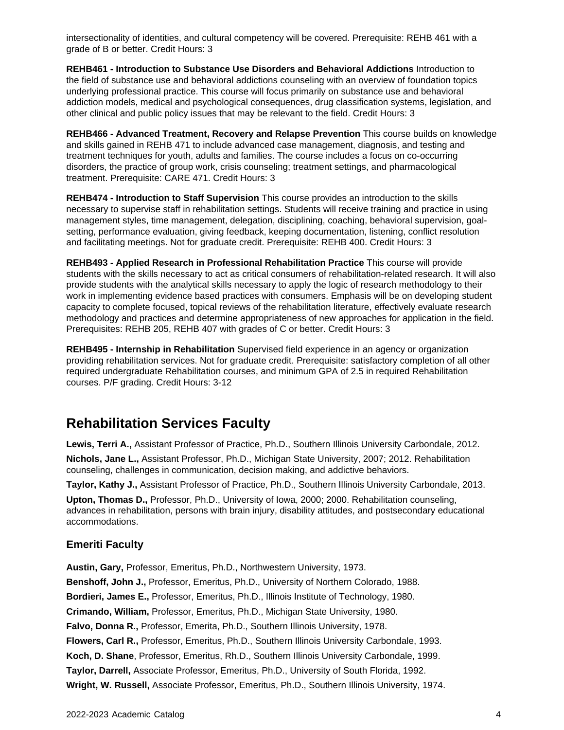intersectionality of identities, and cultural competency will be covered. Prerequisite: REHB 461 with a grade of B or better. Credit Hours: 3

**REHB461 - Introduction to Substance Use Disorders and Behavioral Addictions** Introduction to the field of substance use and behavioral addictions counseling with an overview of foundation topics underlying professional practice. This course will focus primarily on substance use and behavioral addiction models, medical and psychological consequences, drug classification systems, legislation, and other clinical and public policy issues that may be relevant to the field. Credit Hours: 3

**REHB466 - Advanced Treatment, Recovery and Relapse Prevention** This course builds on knowledge and skills gained in REHB 471 to include advanced case management, diagnosis, and testing and treatment techniques for youth, adults and families. The course includes a focus on co-occurring disorders, the practice of group work, crisis counseling; treatment settings, and pharmacological treatment. Prerequisite: CARE 471. Credit Hours: 3

**REHB474 - Introduction to Staff Supervision** This course provides an introduction to the skills necessary to supervise staff in rehabilitation settings. Students will receive training and practice in using management styles, time management, delegation, disciplining, coaching, behavioral supervision, goal-setting, performance evaluation, giving feedback, keeping documentation, listening, conflict resolution and facilitating meetings. Not for graduate credit. Prerequisite: REHB 400. Credit Hours: 3

**REHB493 - Applied Research in Professional Rehabilitation Practice** This course will provide students with the skills necessary to act as critical consumers of rehabilitation-related research. It will also provide students with the analytical skills necessary to apply the logic of research methodology to their work in implementing evidence based practices with consumers. Emphasis will be on developing student capacity to complete focused, topical reviews of the rehabilitation literature, effectively evaluate research methodology and practices and determine appropriateness of new approaches for application in the field. Prerequisites: REHB 205, REHB 407 with grades of C or better. Credit Hours: 3

**REHB495 - Internship in Rehabilitation** Supervised field experience in an agency or organization providing rehabilitation services. Not for graduate credit. Prerequisite: satisfactory completion of all other required undergraduate Rehabilitation courses, and minimum GPA of 2.5 in required Rehabilitation courses. P/F grading. Credit Hours: 3-12

## Rehabilitation Services Faculty

**Lewis, Terri A.,** Assistant Professor of Practice, Ph.D., Southern Illinois University Carbondale, 2012.

**Nichols, Jane L.,** Assistant Professor, Ph.D., Michigan State University, 2007; 2012. Rehabilitation counseling, challenges in communication, decision making, and addictive behaviors.

**Taylor, Kathy J.,** Assistant Professor of Practice, Ph.D., Southern Illinois University Carbondale, 2013.

**Upton, Thomas D.,** Professor, Ph.D., University of Iowa, 2000; 2000. Rehabilitation counseling, advances in rehabilitation, persons with brain injury, disability attitudes, and postsecondary educational accommodations.

### Emeriti Faculty

**Austin, Gary,** Professor, Emeritus, Ph.D., Northwestern University, 1973.

**Benshoff, John J.,** Professor, Emeritus, Ph.D., University of Northern Colorado, 1988.

**Bordieri, James E.,** Professor, Emeritus, Ph.D., Illinois Institute of Technology, 1980.

**Crimando, William,** Professor, Emeritus, Ph.D., Michigan State University, 1980.

**Falvo, Donna R.,** Professor, Emerita, Ph.D., Southern Illinois University, 1978.

**Flowers, Carl R.,** Professor, Emeritus, Ph.D., Southern Illinois University Carbondale, 1993.

**Koch, D. Shane**, Professor, Emeritus, Rh.D., Southern Illinois University Carbondale, 1999.

**Taylor, Darrell,** Associate Professor, Emeritus, Ph.D., University of South Florida, 1992.

**Wright, W. Russell,** Associate Professor, Emeritus, Ph.D., Southern Illinois University, 1974.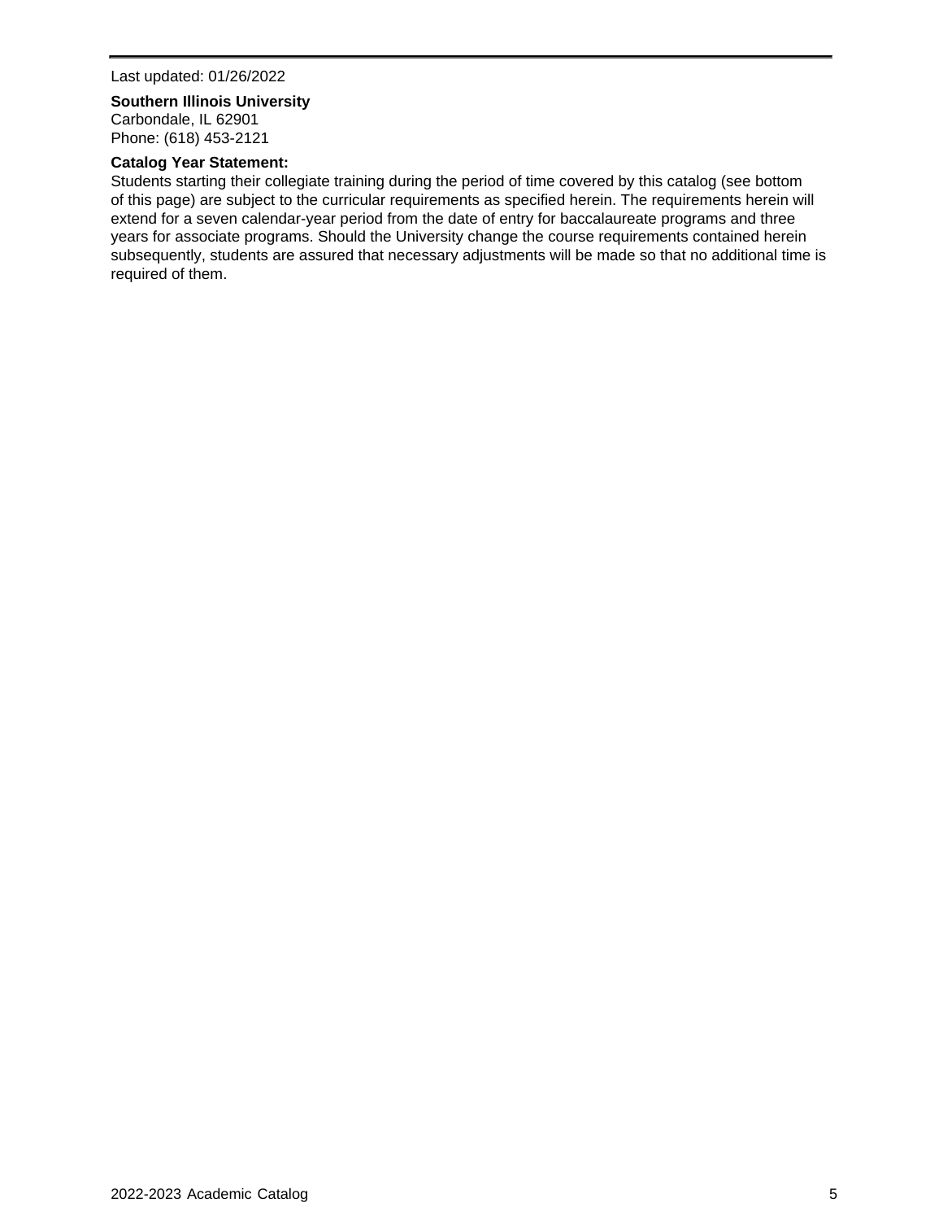Last updated: 01/26/2022

**Southern Illinois University**
Carbondale, IL 62901
Phone: (618) 453-2121

**Catalog Year Statement:**
Students starting their collegiate training during the period of time covered by this catalog (see bottom of this page) are subject to the curricular requirements as specified herein. The requirements herein will extend for a seven calendar-year period from the date of entry for baccalaureate programs and three years for associate programs. Should the University change the course requirements contained herein subsequently, students are assured that necessary adjustments will be made so that no additional time is required of them.